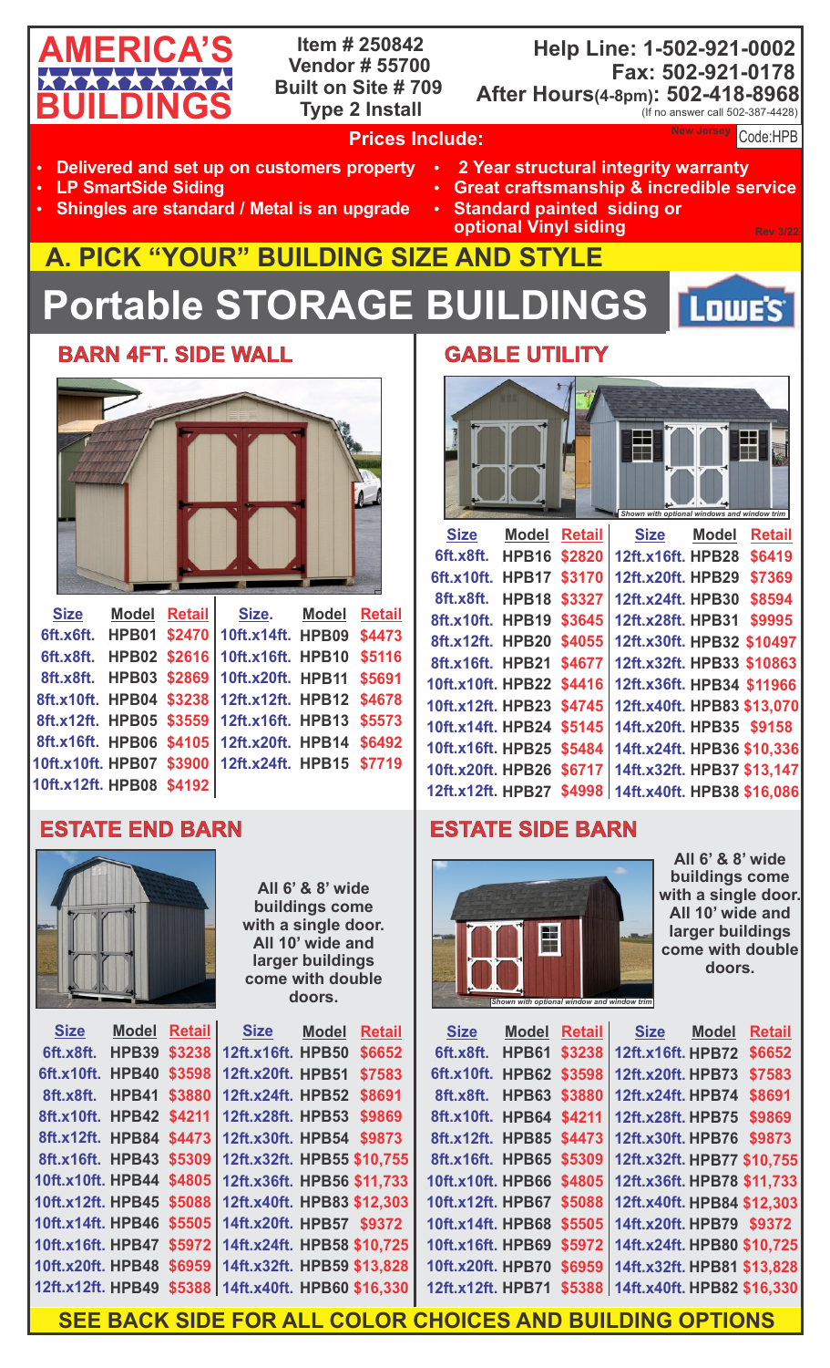# AMERICA'S BUILDINGS

**Item # 250842**
**Vendor # 55700**
**Built on Site # 709**
**Type 2 Install**

**Help Line: 1-502-921-0002**
**Fax: 502-921-0178**
**After Hours(4-8pm): 502-418-8968**
(If no answer call 502-387-4428)

**Prices Include:**

New Jersey Code:HPB

- Delivered and set up on customers property
- LP SmartSide Siding
- Shingles are standard / Metal is an upgrade
- 2 Year structural integrity warranty
- Great craftsmanship & incredible service
- Standard painted siding or optional Vinyl siding

Rev 3/22

## A. PICK "YOUR" BUILDING SIZE AND STYLE

# Portable STORAGE BUILDINGS

LOWE'S

### BARN 4FT. SIDE WALL

| Size | Model | Retail | Size. | Model | Retail |
|---|---|---|---|---|---|
| 6ft.x6ft. | HPB01 | $2470 | 10ft.x14ft. | HPB09 | $4473 |
| 6ft.x8ft. | HPB02 | $2616 | 10ft.x16ft. | HPB10 | $5116 |
| 8ft.x8ft. | HPB03 | $2869 | 10ft.x20ft. | HPB11 | $5691 |
| 8ft.x10ft. | HPB04 | $3238 | 12ft.x12ft. | HPB12 | $4678 |
| 8ft.x12ft. | HPB05 | $3559 | 12ft.x16ft. | HPB13 | $5573 |
| 8ft.x16ft. | HPB06 | $4105 | 12ft.x20ft. | HPB14 | $6492 |
| 10ft.x10ft. | HPB07 | $3900 | 12ft.x24ft. | HPB15 | $7719 |
| 10ft.x12ft. | HPB08 | $4192 | | | |

### GABLE UTILITY

*Shown with optional windows and window trim*

| Size | Model | Retail | Size | Model | Retail |
|---|---|---|---|---|---|
| 6ft.x8ft. | HPB16 | $2820 | 12ft.x16ft. | HPB28 | $6419 |
| 6ft.x10ft. | HPB17 | $3170 | 12ft.x20ft. | HPB29 | $7369 |
| 8ft.x8ft. | HPB18 | $3327 | 12ft.x24ft. | HPB30 | $8594 |
| 8ft.x10ft. | HPB19 | $3645 | 12ft.x28ft. | HPB31 | $9995 |
| 8ft.x12ft. | HPB20 | $4055 | 12ft.x30ft. | HPB32 | $10497 |
| 8ft.x16ft. | HPB21 | $4677 | 12ft.x32ft. | HPB33 | $10863 |
| 10ft.x10ft. | HPB22 | $4416 | 12ft.x36ft. | HPB34 | $11966 |
| 10ft.x12ft. | HPB23 | $4745 | 12ft.x40ft. | HPB83 | $13,070 |
| 10ft.x14ft. | HPB24 | $5145 | 14ft.x20ft. | HPB35 | $9158 |
| 10ft.x16ft. | HPB25 | $5484 | 14ft.x24ft. | HPB36 | $10,336 |
| 10ft.x20ft. | HPB26 | $6717 | 14ft.x32ft. | HPB37 | $13,147 |
| 12ft.x12ft. | HPB27 | $4998 | 14ft.x40ft. | HPB38 | $16,086 |

### ESTATE END BARN

All 6' & 8' wide buildings come with a single door. All 10' wide and larger buildings come with double doors.

| Size | Model | Retail | Size | Model | Retail |
|---|---|---|---|---|---|
| 6ft.x8ft. | HPB39 | $3238 | 12ft.x16ft. | HPB50 | $6652 |
| 6ft.x10ft. | HPB40 | $3598 | 12ft.x20ft. | HPB51 | $7583 |
| 8ft.x8ft. | HPB41 | $3880 | 12ft.x24ft. | HPB52 | $8691 |
| 8ft.x10ft. | HPB42 | $4211 | 12ft.x28ft. | HPB53 | $9869 |
| 8ft.x12ft. | HPB84 | $4473 | 12ft.x30ft. | HPB54 | $9873 |
| 8ft.x16ft. | HPB43 | $5309 | 12ft.x32ft. | HPB55 | $10,755 |
| 10ft.x10ft. | HPB44 | $4805 | 12ft.x36ft. | HPB56 | $11,733 |
| 10ft.x12ft. | HPB45 | $5088 | 12ft.x40ft. | HPB83 | $12,303 |
| 10ft.x14ft. | HPB46 | $5505 | 14ft.x20ft. | HPB57 | $9372 |
| 10ft.x16ft. | HPB47 | $5972 | 14ft.x24ft. | HPB58 | $10,725 |
| 10ft.x20ft. | HPB48 | $6959 | 14ft.x32ft. | HPB59 | $13,828 |
| 12ft.x12ft. | HPB49 | $5388 | 14ft.x40ft. | HPB60 | $16,330 |

### ESTATE SIDE BARN

*Shown with optional window and window trim*

All 6' & 8' wide buildings come with a single door. All 10' wide and larger buildings come with double doors.

| Size | Model | Retail | Size | Model | Retail |
|---|---|---|---|---|---|
| 6ft.x8ft. | HPB61 | $3238 | 12ft.x16ft. | HPB72 | $6652 |
| 6ft.x10ft. | HPB62 | $3598 | 12ft.x20ft. | HPB73 | $7583 |
| 8ft.x8ft. | HPB63 | $3880 | 12ft.x24ft. | HPB74 | $8691 |
| 8ft.x10ft. | HPB64 | $4211 | 12ft.x28ft. | HPB75 | $9869 |
| 8ft.x12ft. | HPB85 | $4473 | 12ft.x30ft. | HPB76 | $9873 |
| 8ft.x16ft. | HPB65 | $5309 | 12ft.x32ft. | HPB77 | $10,755 |
| 10ft.x10ft. | HPB66 | $4805 | 12ft.x36ft. | HPB78 | $11,733 |
| 10ft.x12ft. | HPB67 | $5088 | 12ft.x40ft. | HPB84 | $12,303 |
| 10ft.x14ft. | HPB68 | $5505 | 14ft.x20ft. | HPB79 | $9372 |
| 10ft.x16ft. | HPB69 | $5972 | 14ft.x24ft. | HPB80 | $10,725 |
| 10ft.x20ft. | HPB70 | $6959 | 14ft.x32ft. | HPB81 | $13,828 |
| 12ft.x12ft. | HPB71 | $5388 | 14ft.x40ft. | HPB82 | $16,330 |

**SEE BACK SIDE FOR ALL COLOR CHOICES AND BUILDING OPTIONS**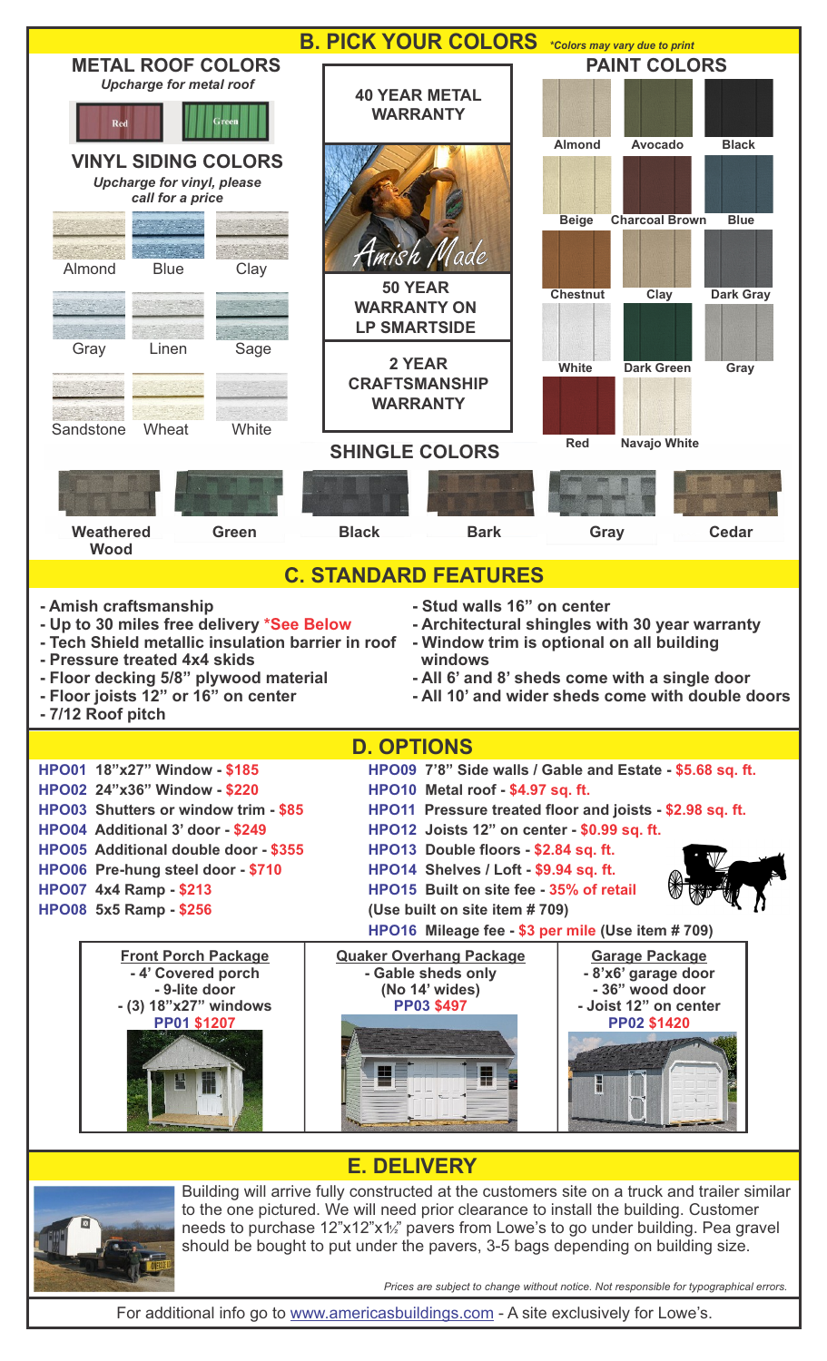## B. PICK YOUR COLORS

*\*Colors may vary due to print*

### METAL ROOF COLORS

*Upcharge for metal roof*

Red

Green

### VINYL SIDING COLORS

*Upcharge for vinyl, please call for a price*

Almond, Blue, Clay

Gray, Linen, Sage

Sandstone, Wheat, White

**40 YEAR METAL WARRANTY**

Amish Made

**50 YEAR WARRANTY ON LP SMARTSIDE**

**2 YEAR CRAFTSMANSHIP WARRANTY**

### PAINT COLORS

Almond, Avocado, Black

Beige, Charcoal Brown, Blue

Chestnut, Clay, Dark Gray

White, Dark Green, Gray

Red, Navajo White

### SHINGLE COLORS

Weathered Wood, Green, Black, Bark, Gray, Cedar

## C. STANDARD FEATURES

- Amish craftsmanship
- Up to 30 miles free delivery *See Below
- Tech Shield metallic insulation barrier in roof
- Pressure treated 4x4 skids
- Floor decking 5/8" plywood material
- Floor joists 12" or 16" on center
- 7/12 Roof pitch
- Stud walls 16" on center
- Architectural shingles with 30 year warranty
- Window trim is optional on all building windows
- All 6' and 8' sheds come with a single door
- All 10' and wider sheds come with double doors

## D. OPTIONS

**HPO01** 18"x27" Window - $185

**HPO02** 24"x36" Window - $220

**HPO03** Shutters or window trim - $85

**HPO04** Additional 3' door - $249

**HPO05** Additional double door - $355

**HPO06** Pre-hung steel door - $710

**HPO07** 4x4 Ramp - $213

**HPO08** 5x5 Ramp - $256

**HPO09** 7'8" Side walls / Gable and Estate - $5.68 sq. ft.

**HPO10** Metal roof - $4.97 sq. ft.

**HPO11** Pressure treated floor and joists - $2.98 sq. ft.

**HPO12** Joists 12" on center - $0.99 sq. ft.

**HPO13** Double floors - $2.84 sq. ft.

**HPO14** Shelves / Loft - $9.94 sq. ft.

**HPO15** Built on site fee - 35% of retail

(Use built on site item # 709)

**HPO16** Mileage fee - $3 per mile (Use item # 709)

**Front Porch Package**
- 4' Covered porch
- 9-lite door
- (3) 18"x27" windows

PP01 $1207

**Quaker Overhang Package**
- Gable sheds only
(No 14' wides)

PP03 $497

**Garage Package**
- 8'x6' garage door
- 36" wood door
- Joist 12" on center

PP02 $1420

## E. DELIVERY

Building will arrive fully constructed at the customers site on a truck and trailer similar to the one pictured. We will need prior clearance to install the building. Customer needs to purchase 12"x12"x1½" pavers from Lowe's to go under building. Pea gravel should be bought to put under the pavers, 3-5 bags depending on building size.

*Prices are subject to change without notice. Not responsible for typographical errors.*

For additional info go to www.americasbuildings.com - A site exclusively for Lowe's.